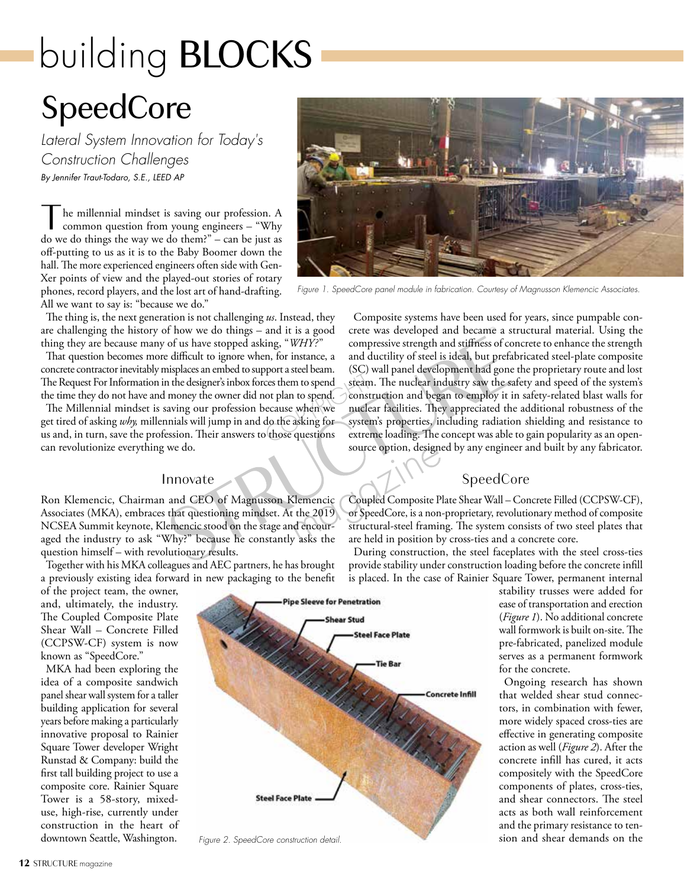# building BLOCKS

## SpeedCore

*Lateral System Innovation for Today's Construction Challenges*

*By Jennifer Traut-Todaro, S.E., LEED AP*

The millennial mindset is saving our profession. A common question from young engineers – "Why do we do things the way we do them?" – can be just as off-putting to us as it is to the Baby Boomer down the hall. The more experienced engineers often side with Gen-Xer points of view and the played-out stories of rotary phones, record players, and the lost art of hand-drafting. All we want to say is: "because we do."

The thing is, the next generation is not challenging *us*. Instead, they are challenging the history of how we do things – and it is a good thing they are because many of us have stopped asking, "*WHY?*"

That question becomes more difficult to ignore when, for instance, a concrete contractor inevitably misplaces an embed to support a steel beam. The Request For Information in the designer's inbox forces them to spend the time they do not have and money the owner did not plan to spend.

The Millennial mindset is saving our profession because when we get tired of asking *why,* millennials will jump in and do the asking for us and, in turn, save the profession. Their answers to those questions can revolutionize everything we do.

Figure 1. SpeedCore panel module in fabrication. Courtesy of Magnusson Klemencic Associates.

Composite systems have been used for years, since pumpable concrete was developed and became a structural material. Using the compressive strength and stiffness of concrete to enhance the strength and ductility of steel is ideal, but prefabricated steel-plate composite (SC) wall panel development had gone the proprietary route and lost steam. The nuclear industry saw the safety and speed of the system's construction and began to employ it in safety-related blast walls for nuclear facilities. They appreciated the additional robustness of the system's properties, including radiation shielding and resistance to extreme loading. The concept was able to gain popularity as an open-source option, designed by any engineer and built by any fabricator.

### Innovate

Ron Klemencic, Chairman and CEO of Magnusson Klemencic Associates (MKA), embraces that questioning mindset. At the 2019 NCSEA Summit keynote, Klemencic stood on the stage and encouraged the industry to ask "Why?" because he constantly asks the question himself – with revolutionary results.

Together with his MKA colleagues and AEC partners, he has brought a previously existing idea forward in new packaging to the benefit of the project team, the owner, and, ultimately, the industry. The Coupled Composite Plate Shear Wall – Concrete Filled (CCPSW-CF) system is now known as "SpeedCore."

MKA had been exploring the idea of a composite sandwich panel shear wall system for a taller building application for several years before making a particularly innovative proposal to Rainier Square Tower developer Wright Runstad & Company: build the first tall building project to use a composite core. Rainier Square Tower is a 58-story, mixed-use, high-rise, currently under construction in the heart of downtown Seattle, Washington.

Figure 2. SpeedCore construction detail.

### SpeedCore

Coupled Composite Plate Shear Wall – Concrete Filled (CCPSW-CF), or SpeedCore, is a non-proprietary, revolutionary method of composite structural-steel framing. The system consists of two steel plates that are held in position by cross-ties and a concrete core.

During construction, the steel faceplates with the steel cross-ties provide stability under construction loading before the concrete infill is placed. In the case of Rainier Square Tower, permanent internal stability trusses were added for ease of transportation and erection (*Figure 1*). No additional concrete wall formwork is built on-site. The pre-fabricated, panelized module serves as a permanent formwork for the concrete.

Ongoing research has shown that welded shear stud connectors, in combination with fewer, more widely spaced cross-ties are effective in generating composite action as well (*Figure 2*). After the concrete infill has cured, it acts compositely with the SpeedCore components of plates, cross-ties, and shear connectors. The steel acts as both wall reinforcement and the primary resistance to tension and shear demands on the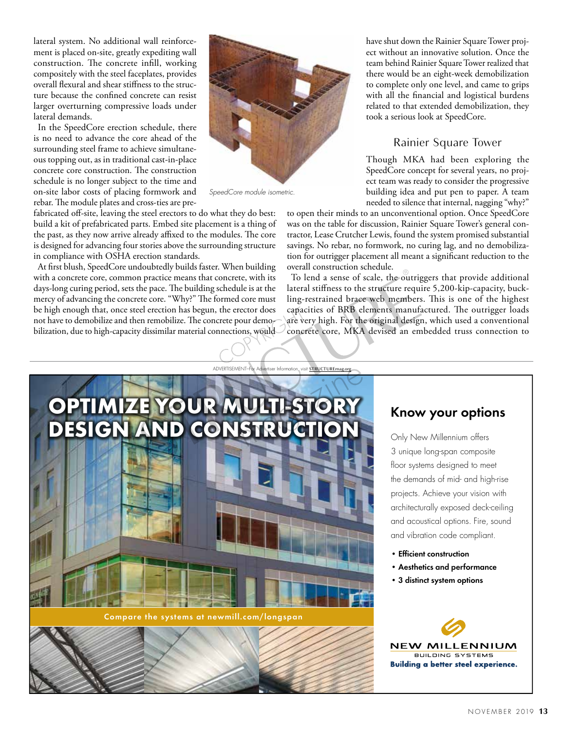lateral system. No additional wall reinforcement is placed on-site, greatly expediting wall construction. The concrete infill, working compositely with the steel faceplates, provides overall flexural and shear stiffness to the structure because the confined concrete can resist larger overturning compressive loads under lateral demands.

In the SpeedCore erection schedule, there is no need to advance the core ahead of the surrounding steel frame to achieve simultaneous topping out, as in traditional cast-in-place concrete core construction. The construction schedule is no longer subject to the time and on-site labor costs of placing formwork and rebar. The module plates and cross-ties are prefabricated off-site, leaving the steel erectors to do what they do best: build a kit of prefabricated parts. Embed site placement is a thing of the past, as they now arrive already affixed to the modules. The core is designed for advancing four stories above the surrounding structure in compliance with OSHA erection standards.

*SpeedCore module isometric.*

At first blush, SpeedCore undoubtedly builds faster. When building with a concrete core, common practice means that concrete, with its days-long curing period, sets the pace. The building schedule is at the mercy of advancing the concrete core. "Why?" The formed core must be high enough that, once steel erection has begun, the erector does not have to demobilize and then remobilize. The concrete pour demobilization, due to high-capacity dissimilar material connections, would have shut down the Rainier Square Tower project without an innovative solution. Once the team behind Rainier Square Tower realized that there would be an eight-week demobilization to complete only one level, and came to grips with all the financial and logistical burdens related to that extended demobilization, they took a serious look at SpeedCore.

## Rainier Square Tower

Though MKA had been exploring the SpeedCore concept for several years, no project team was ready to consider the progressive building idea and put pen to paper. A team needed to silence that internal, nagging "why?" to open their minds to an unconventional option. Once SpeedCore was on the table for discussion, Rainier Square Tower's general contractor, Lease Crutcher Lewis, found the system promised substantial savings. No rebar, no formwork, no curing lag, and no demobilization for outrigger placement all meant a significant reduction to the overall construction schedule.

To lend a sense of scale, the outriggers that provide additional lateral stiffness to the structure require 5,200-kip-capacity, buckling-restrained brace web members. This is one of the highest capacities of BRB elements manufactured. The outrigger loads are very high. For the original design, which used a conventional concrete core, MKA devised an embedded truss connection to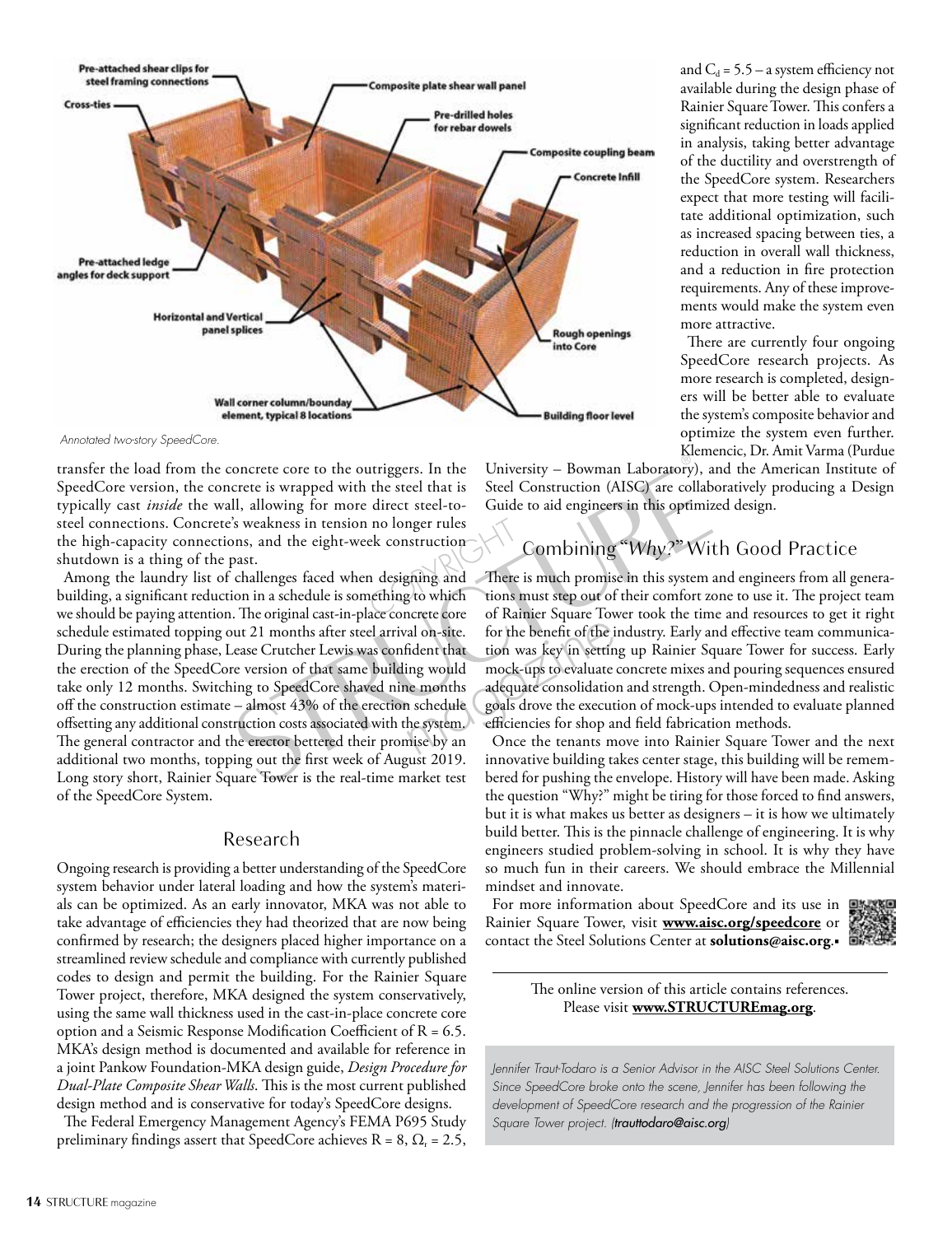Annotated two-story SpeedCore.

transfer the load from the concrete core to the outriggers. In the SpeedCore version, the concrete is wrapped with the steel that is typically cast *inside* the wall, allowing for more direct steel-to-steel connections. Concrete's weakness in tension no longer rules the high-capacity connections, and the eight-week construction shutdown is a thing of the past.

Among the laundry list of challenges faced when designing and building, a significant reduction in a schedule is something to which we should be paying attention. The original cast-in-place concrete core schedule estimated topping out 21 months after steel arrival on-site. During the planning phase, Lease Crutcher Lewis was confident that the erection of the SpeedCore version of that same building would take only 12 months. Switching to SpeedCore shaved nine months off the construction estimate – almost 43% of the erection schedule offsetting any additional construction costs associated with the system. The general contractor and the erector bettered their promise by an additional two months, topping out the first week of August 2019. Long story short, Rainier Square Tower is the real-time market test of the SpeedCore System.

## Research

Ongoing research is providing a better understanding of the SpeedCore system behavior under lateral loading and how the system's materials can be optimized. As an early innovator, MKA was not able to take advantage of efficiencies they had theorized that are now being confirmed by research; the designers placed higher importance on a streamlined review schedule and compliance with currently published codes to design and permit the building. For the Rainier Square Tower project, therefore, MKA designed the system conservatively, using the same wall thickness used in the cast-in-place concrete core option and a Seismic Response Modification Coefficient of $R = 6.5$. MKA's design method is documented and available for reference in a joint Pankow Foundation-MKA design guide, *Design Procedure for Dual-Plate Composite Shear Walls*. This is the most current published design method and is conservative for today's SpeedCore designs.

The Federal Emergency Management Agency's FEMA P695 Study preliminary findings assert that SpeedCore achieves $R = 8$, $\Omega_t = 2.5$, and $C_d = 5.5$ – a system efficiency not available during the design phase of Rainier Square Tower. This confers a significant reduction in loads applied in analysis, taking better advantage of the ductility and overstrength of the SpeedCore system. Researchers expect that more testing will facilitate additional optimization, such as increased spacing between ties, a reduction in overall wall thickness, and a reduction in fire protection requirements. Any of these improvements would make the system even more attractive.

There are currently four ongoing SpeedCore research projects. As more research is completed, designers will be better able to evaluate the system's composite behavior and optimize the system even further. Klemencic, Dr. Amit Varma (Purdue University – Bowman Laboratory), and the American Institute of Steel Construction (AISC) are collaboratively producing a Design Guide to aid engineers in this optimized design.

## Combining "*Why?*" With Good Practice

There is much promise in this system and engineers from all generations must step out of their comfort zone to use it. The project team of Rainier Square Tower took the time and resources to get it right for the benefit of the industry. Early and effective team communication was key in setting up Rainier Square Tower for success. Early mock-ups to evaluate concrete mixes and pouring sequences ensured adequate consolidation and strength. Open-mindedness and realistic goals drove the execution of mock-ups intended to evaluate planned efficiencies for shop and field fabrication methods.

Once the tenants move into Rainier Square Tower and the next innovative building takes center stage, this building will be remembered for pushing the envelope. History will have been made. Asking the question "Why?" might be tiring for those forced to find answers, but it is what makes us better as designers – it is how we ultimately build better. This is the pinnacle challenge of engineering. It is why engineers studied problem-solving in school. It is why they have so much fun in their careers. We should embrace the Millennial mindset and innovate.

For more information about SpeedCore and its use in Rainier Square Tower, visit **www.aisc.org/speedcore** or contact the Steel Solutions Center at **solutions@aisc.org**.▪

The online version of this article contains references. Please visit **www.STRUCTUREmag.org**.

*Jennifer Traut-Todaro is a Senior Advisor in the AISC Steel Solutions Center. Since SpeedCore broke onto the scene, Jennifer has been following the development of SpeedCore research and the progression of the Rainier Square Tower project. (trauttodaro@aisc.org)*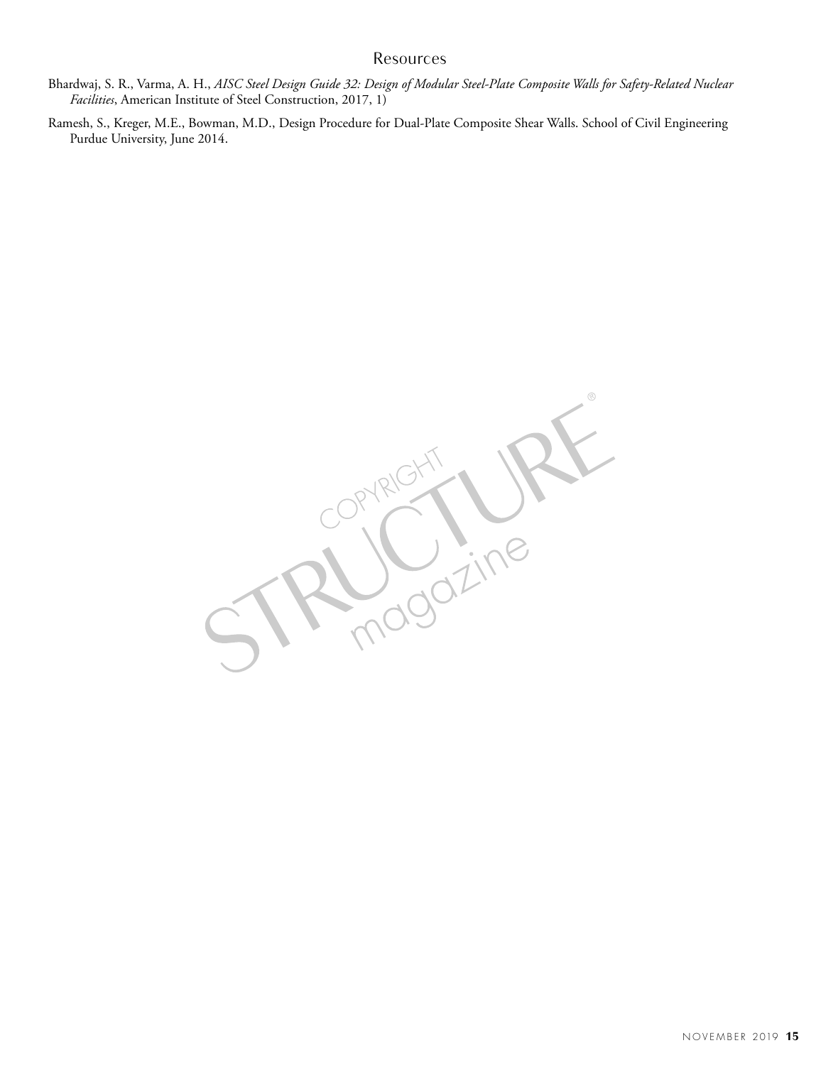## Resources

Bhardwaj, S. R., Varma, A. H., *AISC Steel Design Guide 32: Design of Modular Steel-Plate Composite Walls for Safety-Related Nuclear Facilities*, American Institute of Steel Construction, 2017, 1)

Ramesh, S., Kreger, M.E., Bowman, M.D., Design Procedure for Dual-Plate Composite Shear Walls. School of Civil Engineering Purdue University, June 2014.